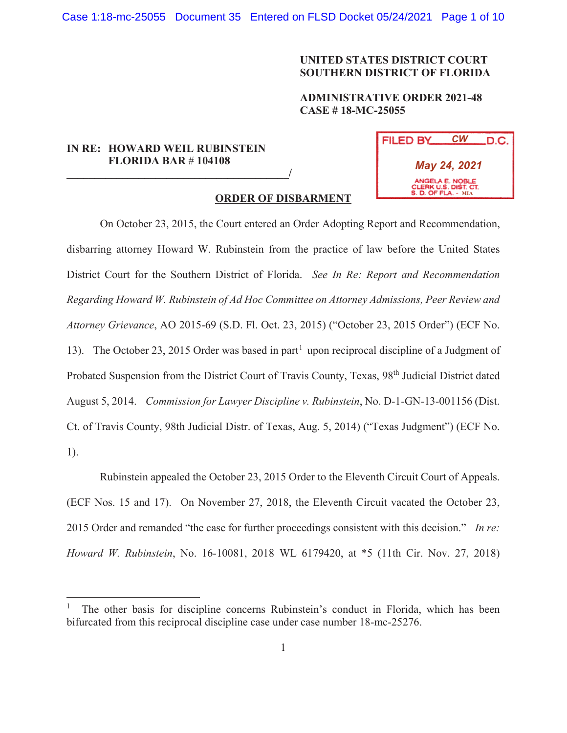**UNITED STATES DISTRICT COURT**
**SOUTHERN DISTRICT OF FLORIDA**

**ADMINISTRATIVE ORDER 2021-48**
**CASE # 18-MC-25055**

FILED BY CW D.C.
May 24, 2021
ANGELA E. NOBLE
CLERK U.S. DIST. CT.
S. D. OF FLA. - MIA

**IN RE: HOWARD WEIL RUBINSTEIN**
**FLORIDA BAR # 104108**
_______________________________________/

## ORDER OF DISBARMENT

On October 23, 2015, the Court entered an Order Adopting Report and Recommendation, disbarring attorney Howard W. Rubinstein from the practice of law before the United States District Court for the Southern District of Florida. *See In Re: Report and Recommendation Regarding Howard W. Rubinstein of Ad Hoc Committee on Attorney Admissions, Peer Review and Attorney Grievance*, AO 2015-69 (S.D. Fl. Oct. 23, 2015) ("October 23, 2015 Order") (ECF No. 13). The October 23, 2015 Order was based in part[1] upon reciprocal discipline of a Judgment of Probated Suspension from the District Court of Travis County, Texas, 98th Judicial District dated August 5, 2014. *Commission for Lawyer Discipline v. Rubinstein*, No. D-1-GN-13-001156 (Dist. Ct. of Travis County, 98th Judicial Distr. of Texas, Aug. 5, 2014) ("Texas Judgment") (ECF No. 1).

Rubinstein appealed the October 23, 2015 Order to the Eleventh Circuit Court of Appeals. (ECF Nos. 15 and 17). On November 27, 2018, the Eleventh Circuit vacated the October 23, 2015 Order and remanded "the case for further proceedings consistent with this decision." *In re: Howard W. Rubinstein*, No. 16-10081, 2018 WL 6179420, at *5 (11th Cir. Nov. 27, 2018)

---

[1] The other basis for discipline concerns Rubinstein's conduct in Florida, which has been bifurcated from this reciprocal discipline case under case number 18-mc-25276.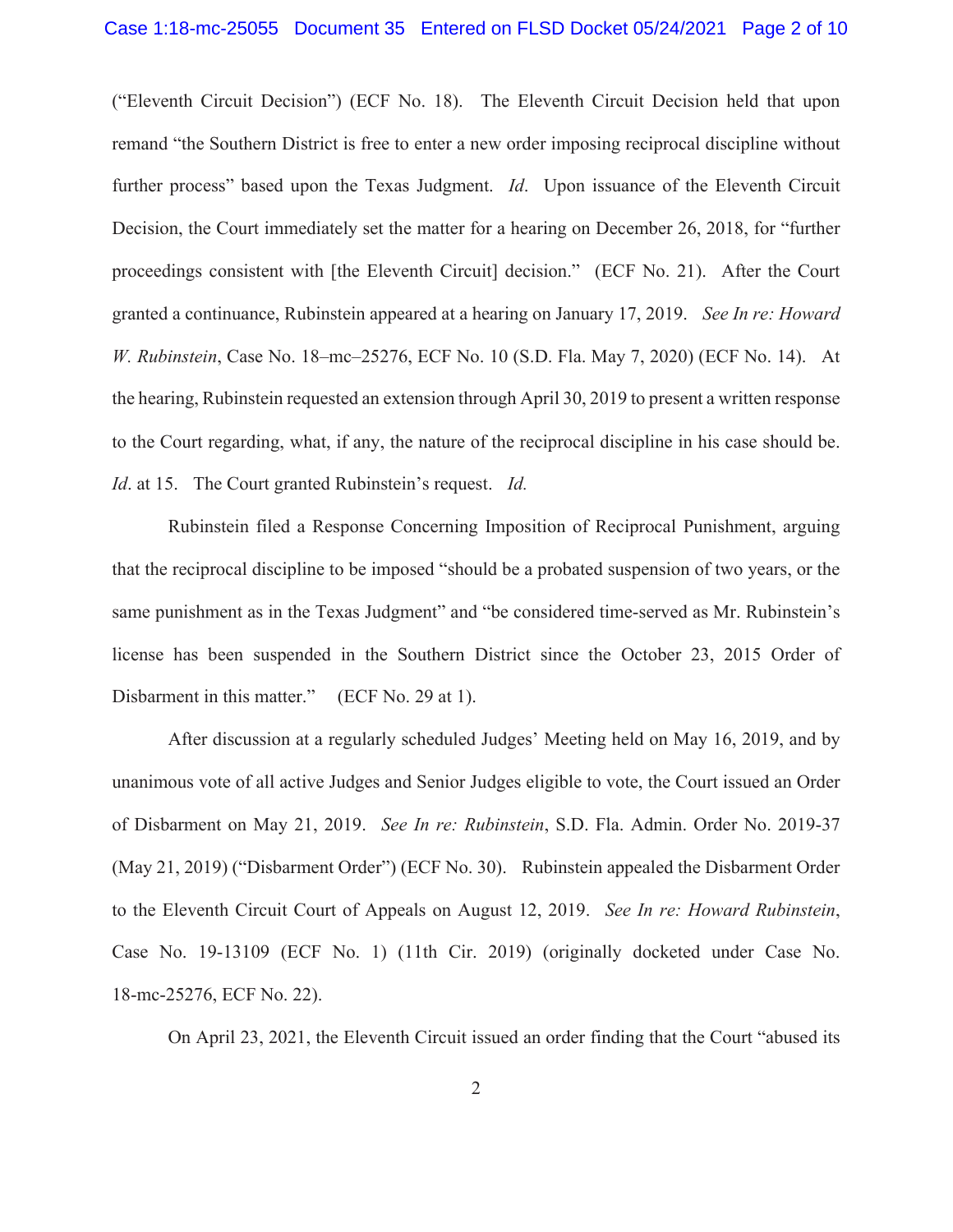("Eleventh Circuit Decision") (ECF No. 18). The Eleventh Circuit Decision held that upon remand "the Southern District is free to enter a new order imposing reciprocal discipline without further process" based upon the Texas Judgment. *Id*. Upon issuance of the Eleventh Circuit Decision, the Court immediately set the matter for a hearing on December 26, 2018, for "further proceedings consistent with [the Eleventh Circuit] decision." (ECF No. 21). After the Court granted a continuance, Rubinstein appeared at a hearing on January 17, 2019. *See In re: Howard W. Rubinstein*, Case No. 18–mc–25276, ECF No. 10 (S.D. Fla. May 7, 2020) (ECF No. 14). At the hearing, Rubinstein requested an extension through April 30, 2019 to present a written response to the Court regarding, what, if any, the nature of the reciprocal discipline in his case should be. *Id*. at 15. The Court granted Rubinstein's request. *Id.*

Rubinstein filed a Response Concerning Imposition of Reciprocal Punishment, arguing that the reciprocal discipline to be imposed "should be a probated suspension of two years, or the same punishment as in the Texas Judgment" and "be considered time-served as Mr. Rubinstein's license has been suspended in the Southern District since the October 23, 2015 Order of Disbarment in this matter." (ECF No. 29 at 1).

After discussion at a regularly scheduled Judges' Meeting held on May 16, 2019, and by unanimous vote of all active Judges and Senior Judges eligible to vote, the Court issued an Order of Disbarment on May 21, 2019. *See In re: Rubinstein*, S.D. Fla. Admin. Order No. 2019-37 (May 21, 2019) ("Disbarment Order") (ECF No. 30). Rubinstein appealed the Disbarment Order to the Eleventh Circuit Court of Appeals on August 12, 2019. *See In re: Howard Rubinstein*, Case No. 19-13109 (ECF No. 1) (11th Cir. 2019) (originally docketed under Case No. 18-mc-25276, ECF No. 22).

On April 23, 2021, the Eleventh Circuit issued an order finding that the Court "abused its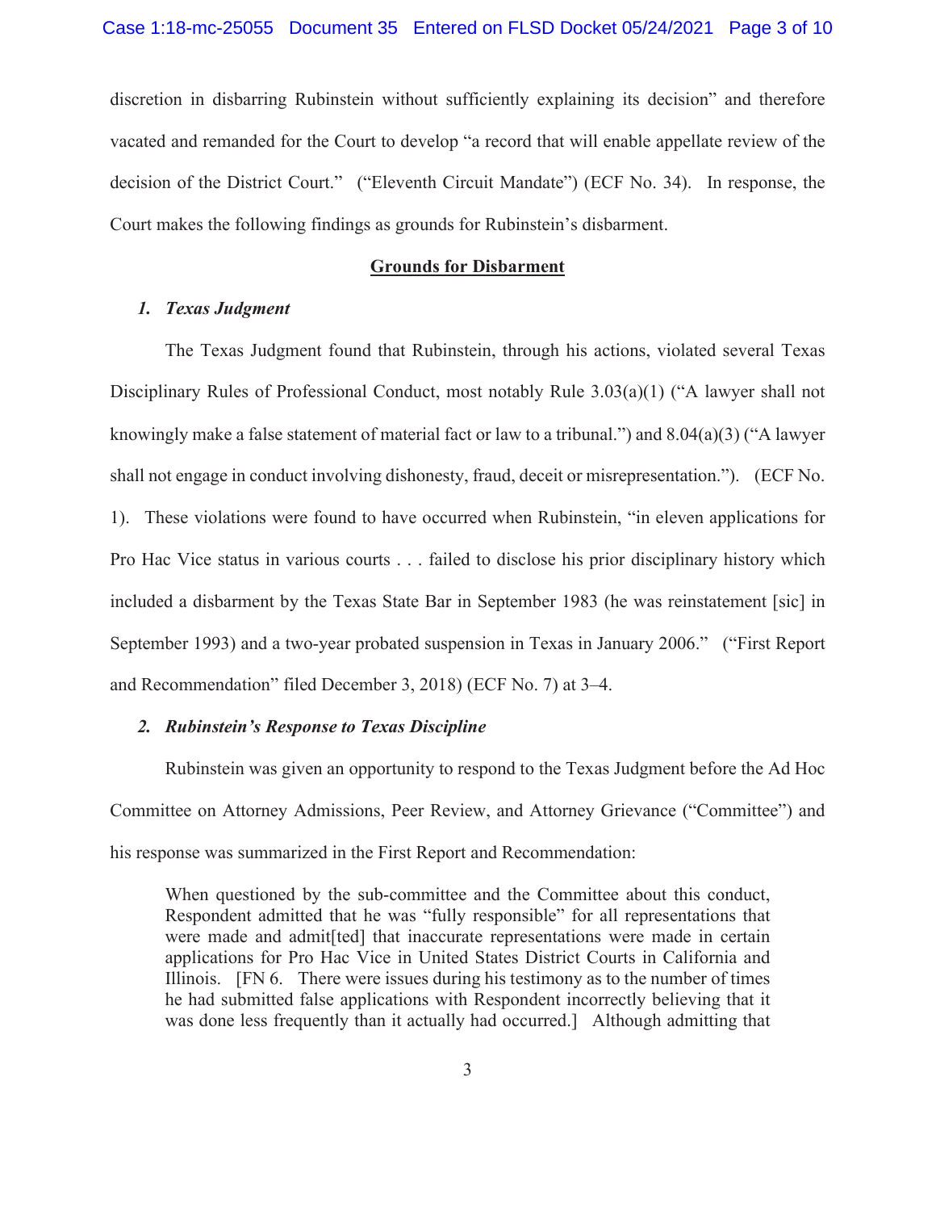discretion in disbarring Rubinstein without sufficiently explaining its decision" and therefore vacated and remanded for the Court to develop "a record that will enable appellate review of the decision of the District Court." ("Eleventh Circuit Mandate") (ECF No. 34). In response, the Court makes the following findings as grounds for Rubinstein's disbarment.

## Grounds for Disbarment

### 1. *Texas Judgment*

The Texas Judgment found that Rubinstein, through his actions, violated several Texas Disciplinary Rules of Professional Conduct, most notably Rule 3.03(a)(1) ("A lawyer shall not knowingly make a false statement of material fact or law to a tribunal.") and 8.04(a)(3) ("A lawyer shall not engage in conduct involving dishonesty, fraud, deceit or misrepresentation."). (ECF No. 1). These violations were found to have occurred when Rubinstein, "in eleven applications for Pro Hac Vice status in various courts . . . failed to disclose his prior disciplinary history which included a disbarment by the Texas State Bar in September 1983 (he was reinstatement [sic] in September 1993) and a two-year probated suspension in Texas in January 2006." ("First Report and Recommendation" filed December 3, 2018) (ECF No. 7) at 3–4.

### 2. *Rubinstein's Response to Texas Discipline*

Rubinstein was given an opportunity to respond to the Texas Judgment before the Ad Hoc Committee on Attorney Admissions, Peer Review, and Attorney Grievance ("Committee") and his response was summarized in the First Report and Recommendation:

> When questioned by the sub-committee and the Committee about this conduct, Respondent admitted that he was "fully responsible" for all representations that were made and admit[ted] that inaccurate representations were made in certain applications for Pro Hac Vice in United States District Courts in California and Illinois. [FN 6. There were issues during his testimony as to the number of times he had submitted false applications with Respondent incorrectly believing that it was done less frequently than it actually had occurred.] Although admitting that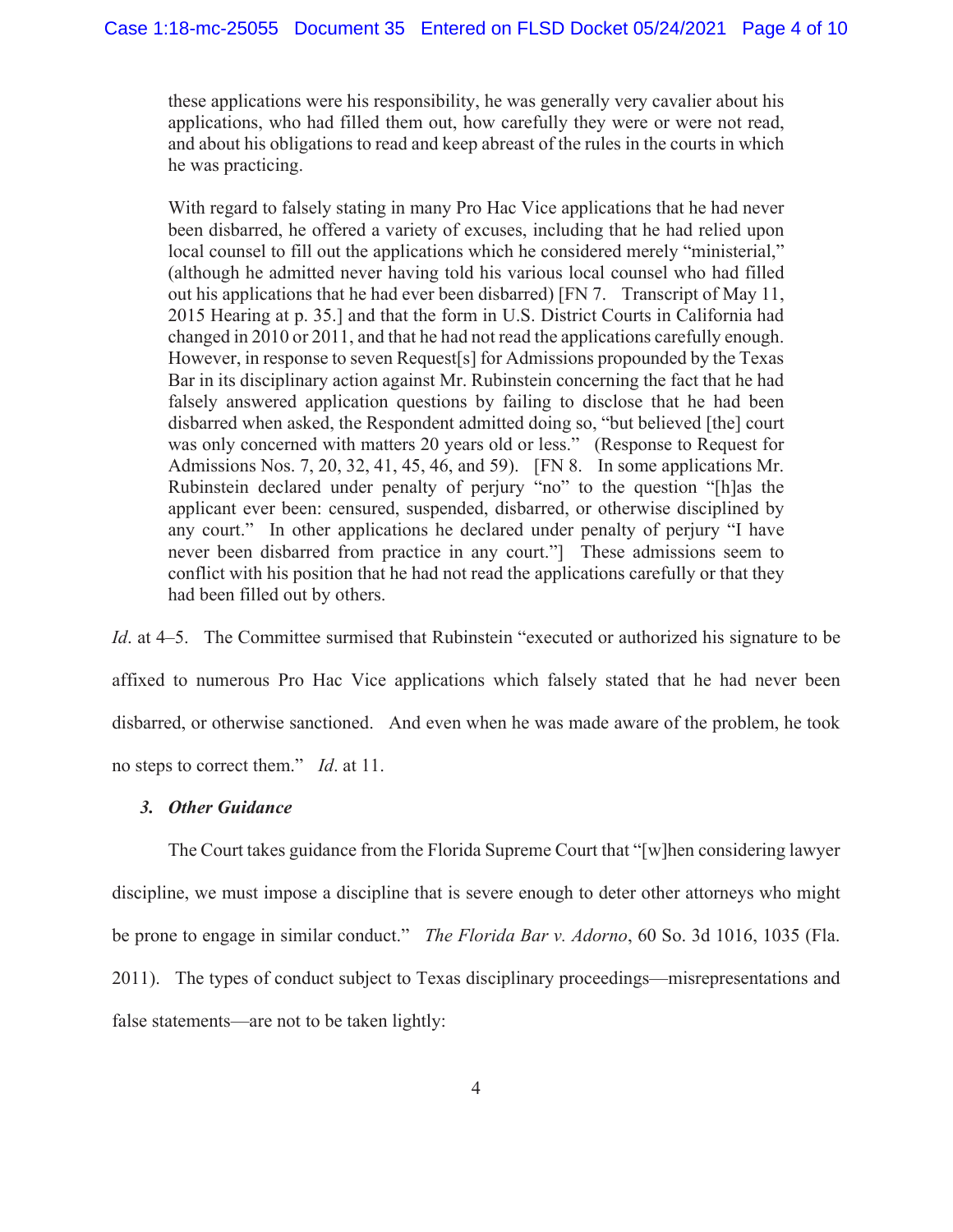> these applications were his responsibility, he was generally very cavalier about his applications, who had filled them out, how carefully they were or were not read, and about his obligations to read and keep abreast of the rules in the courts in which he was practicing.
>
> With regard to falsely stating in many Pro Hac Vice applications that he had never been disbarred, he offered a variety of excuses, including that he had relied upon local counsel to fill out the applications which he considered merely "ministerial," (although he admitted never having told his various local counsel who had filled out his applications that he had ever been disbarred) [FN 7. Transcript of May 11, 2015 Hearing at p. 35.] and that the form in U.S. District Courts in California had changed in 2010 or 2011, and that he had not read the applications carefully enough. However, in response to seven Request[s] for Admissions propounded by the Texas Bar in its disciplinary action against Mr. Rubinstein concerning the fact that he had falsely answered application questions by failing to disclose that he had been disbarred when asked, the Respondent admitted doing so, "but believed [the] court was only concerned with matters 20 years old or less." (Response to Request for Admissions Nos. 7, 20, 32, 41, 45, 46, and 59). [FN 8. In some applications Mr. Rubinstein declared under penalty of perjury "no" to the question "[h]as the applicant ever been: censured, suspended, disbarred, or otherwise disciplined by any court." In other applications he declared under penalty of perjury "I have never been disbarred from practice in any court."] These admissions seem to conflict with his position that he had not read the applications carefully or that they had been filled out by others.

*Id*. at 4–5. The Committee surmised that Rubinstein "executed or authorized his signature to be affixed to numerous Pro Hac Vice applications which falsely stated that he had never been disbarred, or otherwise sanctioned. And even when he was made aware of the problem, he took no steps to correct them." *Id*. at 11.

### *3. Other Guidance*

The Court takes guidance from the Florida Supreme Court that "[w]hen considering lawyer discipline, we must impose a discipline that is severe enough to deter other attorneys who might be prone to engage in similar conduct." *The Florida Bar v. Adorno*, 60 So. 3d 1016, 1035 (Fla. 2011). The types of conduct subject to Texas disciplinary proceedings—misrepresentations and false statements—are not to be taken lightly: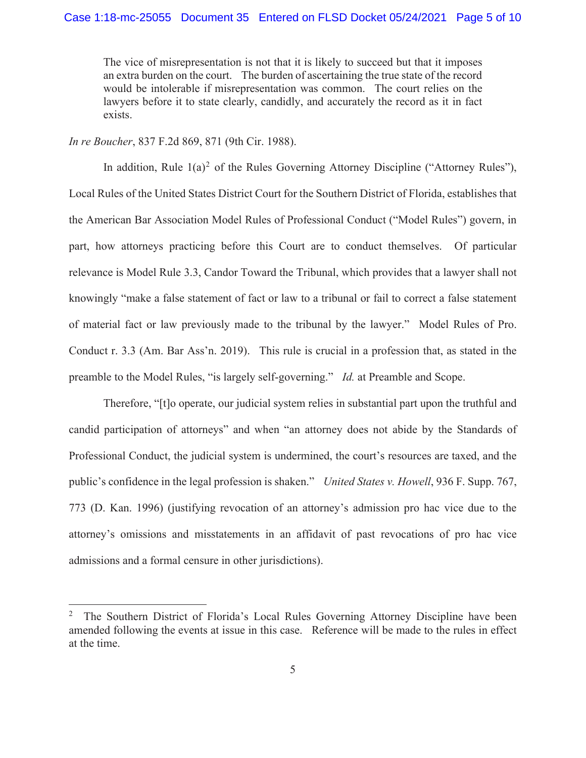> The vice of misrepresentation is not that it is likely to succeed but that it imposes an extra burden on the court. The burden of ascertaining the true state of the record would be intolerable if misrepresentation was common. The court relies on the lawyers before it to state clearly, candidly, and accurately the record as it in fact exists.

*In re Boucher*, 837 F.2d 869, 871 (9th Cir. 1988).

In addition, Rule 1(a)[2] of the Rules Governing Attorney Discipline ("Attorney Rules"), Local Rules of the United States District Court for the Southern District of Florida, establishes that the American Bar Association Model Rules of Professional Conduct ("Model Rules") govern, in part, how attorneys practicing before this Court are to conduct themselves. Of particular relevance is Model Rule 3.3, Candor Toward the Tribunal, which provides that a lawyer shall not knowingly "make a false statement of fact or law to a tribunal or fail to correct a false statement of material fact or law previously made to the tribunal by the lawyer." Model Rules of Pro. Conduct r. 3.3 (Am. Bar Ass'n. 2019). This rule is crucial in a profession that, as stated in the preamble to the Model Rules, "is largely self-governing." *Id.* at Preamble and Scope.

Therefore, "[t]o operate, our judicial system relies in substantial part upon the truthful and candid participation of attorneys" and when "an attorney does not abide by the Standards of Professional Conduct, the judicial system is undermined, the court's resources are taxed, and the public's confidence in the legal profession is shaken." *United States v. Howell*, 936 F. Supp. 767, 773 (D. Kan. 1996) (justifying revocation of an attorney's admission pro hac vice due to the attorney's omissions and misstatements in an affidavit of past revocations of pro hac vice admissions and a formal censure in other jurisdictions).

---

[2] The Southern District of Florida's Local Rules Governing Attorney Discipline have been amended following the events at issue in this case. Reference will be made to the rules in effect at the time.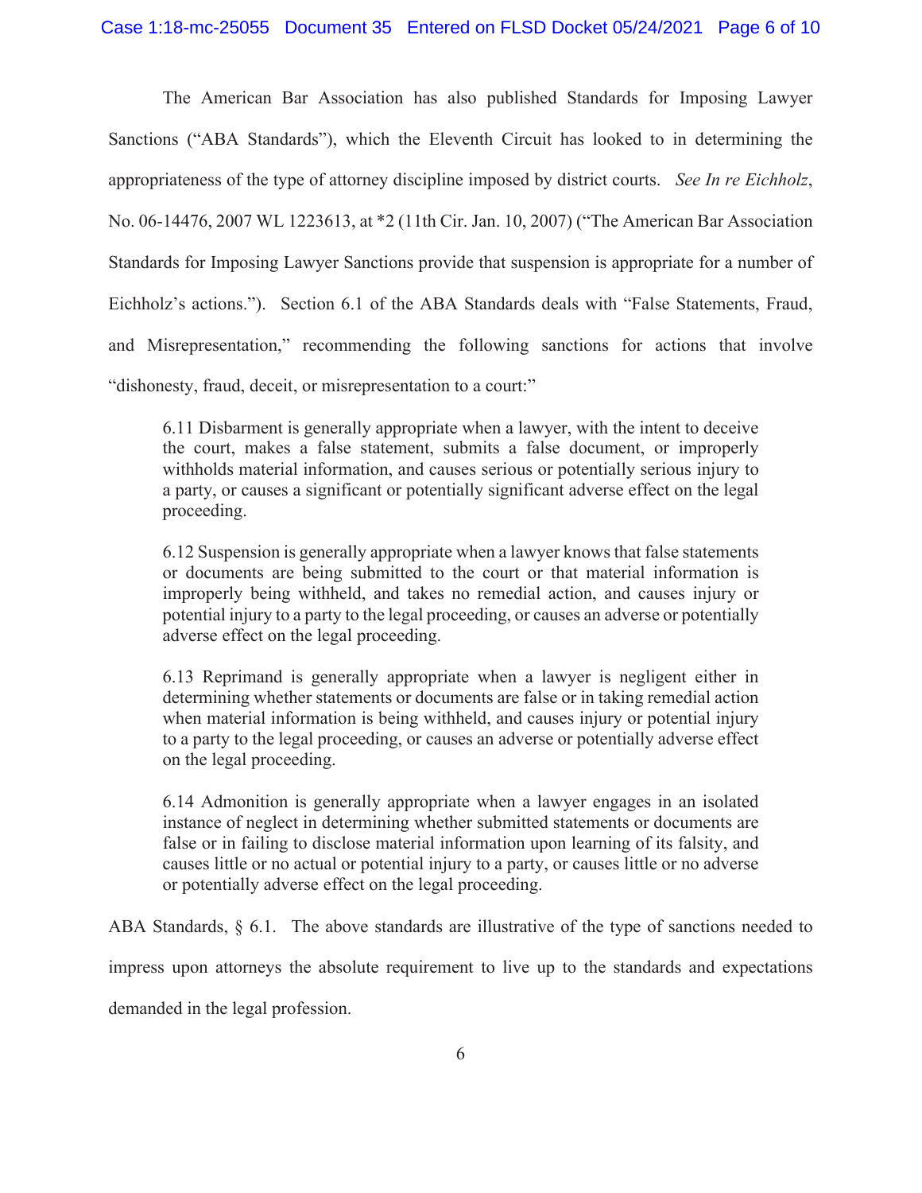The American Bar Association has also published Standards for Imposing Lawyer Sanctions ("ABA Standards"), which the Eleventh Circuit has looked to in determining the appropriateness of the type of attorney discipline imposed by district courts. *See In re Eichholz*, No. 06-14476, 2007 WL 1223613, at *2 (11th Cir. Jan. 10, 2007) ("The American Bar Association Standards for Imposing Lawyer Sanctions provide that suspension is appropriate for a number of Eichholz's actions."). Section 6.1 of the ABA Standards deals with "False Statements, Fraud, and Misrepresentation," recommending the following sanctions for actions that involve "dishonesty, fraud, deceit, or misrepresentation to a court:"

> 6.11 Disbarment is generally appropriate when a lawyer, with the intent to deceive the court, makes a false statement, submits a false document, or improperly withholds material information, and causes serious or potentially serious injury to a party, or causes a significant or potentially significant adverse effect on the legal proceeding.
>
> 6.12 Suspension is generally appropriate when a lawyer knows that false statements or documents are being submitted to the court or that material information is improperly being withheld, and takes no remedial action, and causes injury or potential injury to a party to the legal proceeding, or causes an adverse or potentially adverse effect on the legal proceeding.
>
> 6.13 Reprimand is generally appropriate when a lawyer is negligent either in determining whether statements or documents are false or in taking remedial action when material information is being withheld, and causes injury or potential injury to a party to the legal proceeding, or causes an adverse or potentially adverse effect on the legal proceeding.
>
> 6.14 Admonition is generally appropriate when a lawyer engages in an isolated instance of neglect in determining whether submitted statements or documents are false or in failing to disclose material information upon learning of its falsity, and causes little or no actual or potential injury to a party, or causes little or no adverse or potentially adverse effect on the legal proceeding.

ABA Standards, § 6.1. The above standards are illustrative of the type of sanctions needed to impress upon attorneys the absolute requirement to live up to the standards and expectations demanded in the legal profession.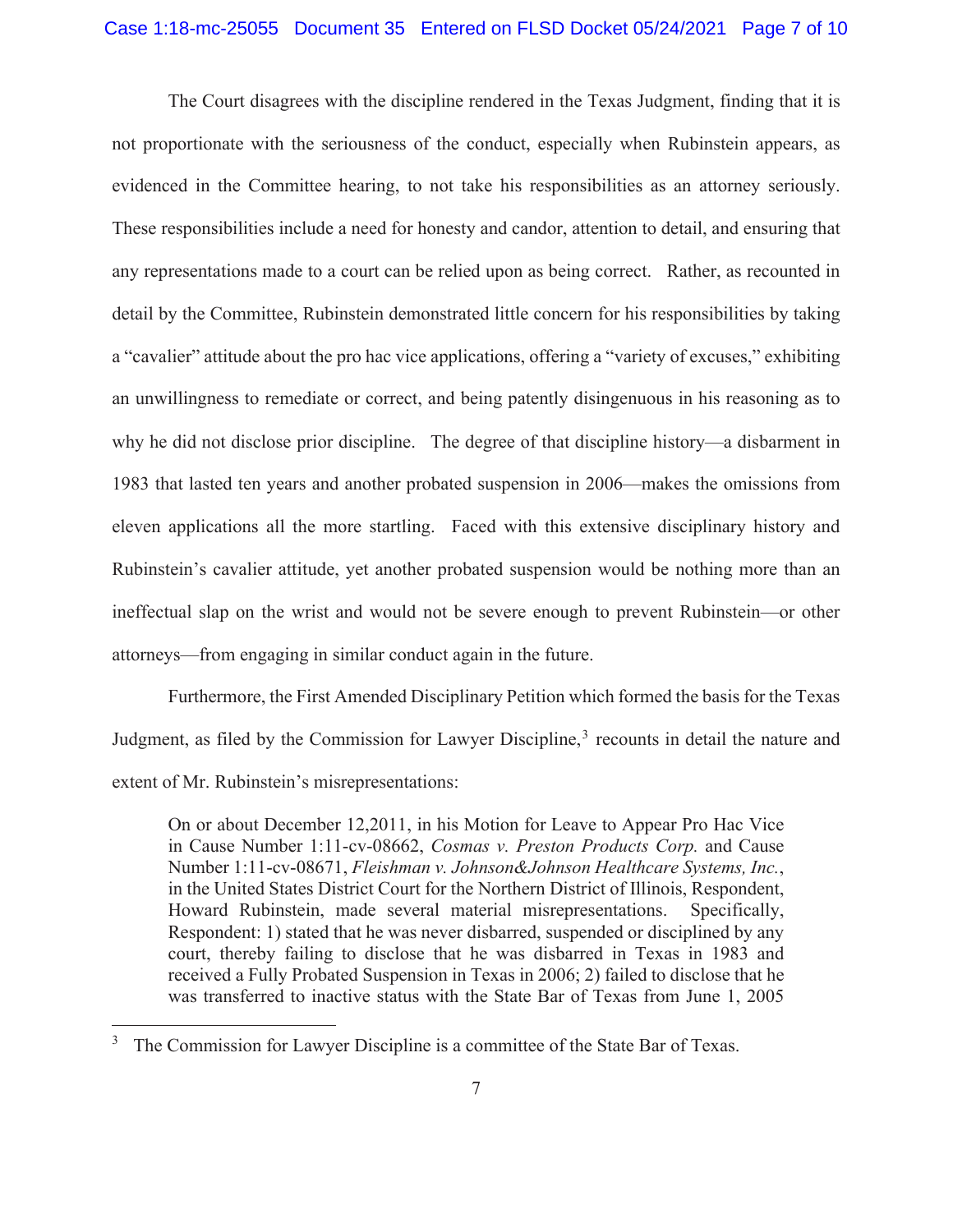The Court disagrees with the discipline rendered in the Texas Judgment, finding that it is not proportionate with the seriousness of the conduct, especially when Rubinstein appears, as evidenced in the Committee hearing, to not take his responsibilities as an attorney seriously. These responsibilities include a need for honesty and candor, attention to detail, and ensuring that any representations made to a court can be relied upon as being correct. Rather, as recounted in detail by the Committee, Rubinstein demonstrated little concern for his responsibilities by taking a "cavalier" attitude about the pro hac vice applications, offering a "variety of excuses," exhibiting an unwillingness to remediate or correct, and being patently disingenuous in his reasoning as to why he did not disclose prior discipline. The degree of that discipline history—a disbarment in 1983 that lasted ten years and another probated suspension in 2006—makes the omissions from eleven applications all the more startling. Faced with this extensive disciplinary history and Rubinstein's cavalier attitude, yet another probated suspension would be nothing more than an ineffectual slap on the wrist and would not be severe enough to prevent Rubinstein—or other attorneys—from engaging in similar conduct again in the future.

Furthermore, the First Amended Disciplinary Petition which formed the basis for the Texas Judgment, as filed by the Commission for Lawyer Discipline,[3] recounts in detail the nature and extent of Mr. Rubinstein's misrepresentations:

> On or about December 12,2011, in his Motion for Leave to Appear Pro Hac Vice in Cause Number 1:11-cv-08662, *Cosmas v. Preston Products Corp.* and Cause Number 1:11-cv-08671, *Fleishman v. Johnson&Johnson Healthcare Systems, Inc.*, in the United States District Court for the Northern District of Illinois, Respondent, Howard Rubinstein, made several material misrepresentations. Specifically, Respondent: 1) stated that he was never disbarred, suspended or disciplined by any court, thereby failing to disclose that he was disbarred in Texas in 1983 and received a Fully Probated Suspension in Texas in 2006; 2) failed to disclose that he was transferred to inactive status with the State Bar of Texas from June 1, 2005

[3] The Commission for Lawyer Discipline is a committee of the State Bar of Texas.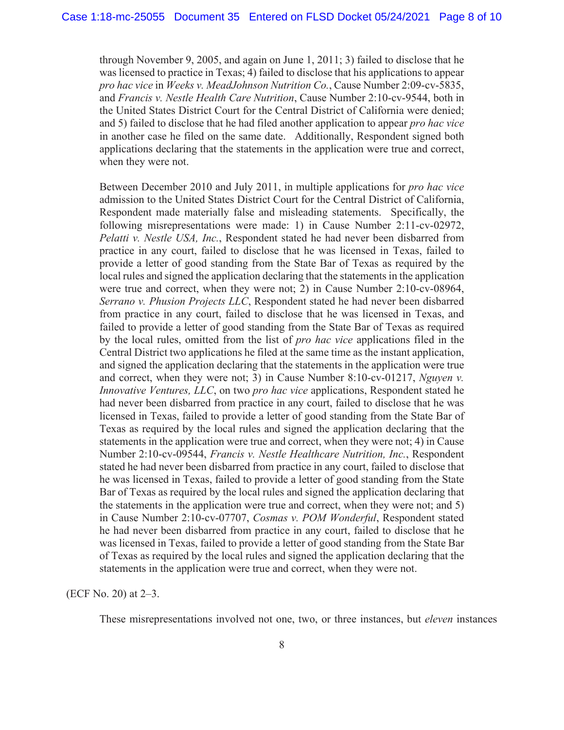through November 9, 2005, and again on June 1, 2011; 3) failed to disclose that he was licensed to practice in Texas; 4) failed to disclose that his applications to appear *pro hac vice* in *Weeks v. MeadJohnson Nutrition Co.*, Cause Number 2:09-cv-5835, and *Francis v. Nestle Health Care Nutrition*, Cause Number 2:10-cv-9544, both in the United States District Court for the Central District of California were denied; and 5) failed to disclose that he had filed another application to appear *pro hac vice* in another case he filed on the same date. Additionally, Respondent signed both applications declaring that the statements in the application were true and correct, when they were not.

> Between December 2010 and July 2011, in multiple applications for *pro hac vice* admission to the United States District Court for the Central District of California, Respondent made materially false and misleading statements. Specifically, the following misrepresentations were made: 1) in Cause Number 2:11-cv-02972, *Pelatti v. Nestle USA, Inc.*, Respondent stated he had never been disbarred from practice in any court, failed to disclose that he was licensed in Texas, failed to provide a letter of good standing from the State Bar of Texas as required by the local rules and signed the application declaring that the statements in the application were true and correct, when they were not; 2) in Cause Number 2:10-cv-08964, *Serrano v. Phusion Projects LLC*, Respondent stated he had never been disbarred from practice in any court, failed to disclose that he was licensed in Texas, and failed to provide a letter of good standing from the State Bar of Texas as required by the local rules, omitted from the list of *pro hac vice* applications filed in the Central District two applications he filed at the same time as the instant application, and signed the application declaring that the statements in the application were true and correct, when they were not; 3) in Cause Number 8:10-cv-01217, *Nguyen v. Innovative Ventures, LLC*, on two *pro hac vice* applications, Respondent stated he had never been disbarred from practice in any court, failed to disclose that he was licensed in Texas, failed to provide a letter of good standing from the State Bar of Texas as required by the local rules and signed the application declaring that the statements in the application were true and correct, when they were not; 4) in Cause Number 2:10-cv-09544, *Francis v. Nestle Healthcare Nutrition, Inc.*, Respondent stated he had never been disbarred from practice in any court, failed to disclose that he was licensed in Texas, failed to provide a letter of good standing from the State Bar of Texas as required by the local rules and signed the application declaring that the statements in the application were true and correct, when they were not; and 5) in Cause Number 2:10-cv-07707, *Cosmas v. POM Wonderful*, Respondent stated he had never been disbarred from practice in any court, failed to disclose that he was licensed in Texas, failed to provide a letter of good standing from the State Bar of Texas as required by the local rules and signed the application declaring that the statements in the application were true and correct, when they were not.

(ECF No. 20) at 2–3.

These misrepresentations involved not one, two, or three instances, but *eleven* instances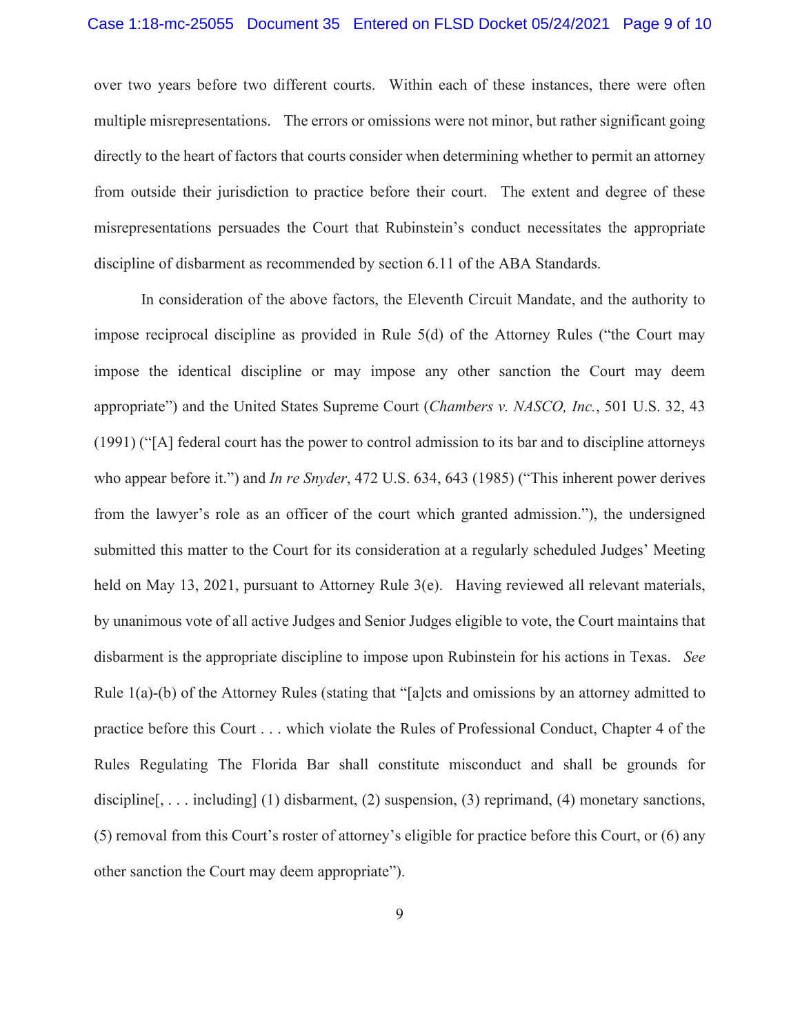over two years before two different courts. Within each of these instances, there were often multiple misrepresentations. The errors or omissions were not minor, but rather significant going directly to the heart of factors that courts consider when determining whether to permit an attorney from outside their jurisdiction to practice before their court. The extent and degree of these misrepresentations persuades the Court that Rubinstein's conduct necessitates the appropriate discipline of disbarment as recommended by section 6.11 of the ABA Standards.

In consideration of the above factors, the Eleventh Circuit Mandate, and the authority to impose reciprocal discipline as provided in Rule 5(d) of the Attorney Rules ("the Court may impose the identical discipline or may impose any other sanction the Court may deem appropriate") and the United States Supreme Court (*Chambers v. NASCO, Inc.*, 501 U.S. 32, 43 (1991) ("[A] federal court has the power to control admission to its bar and to discipline attorneys who appear before it.") and *In re Snyder*, 472 U.S. 634, 643 (1985) ("This inherent power derives from the lawyer's role as an officer of the court which granted admission."), the undersigned submitted this matter to the Court for its consideration at a regularly scheduled Judges' Meeting held on May 13, 2021, pursuant to Attorney Rule 3(e). Having reviewed all relevant materials, by unanimous vote of all active Judges and Senior Judges eligible to vote, the Court maintains that disbarment is the appropriate discipline to impose upon Rubinstein for his actions in Texas. *See* Rule 1(a)-(b) of the Attorney Rules (stating that "[a]cts and omissions by an attorney admitted to practice before this Court . . . which violate the Rules of Professional Conduct, Chapter 4 of the Rules Regulating The Florida Bar shall constitute misconduct and shall be grounds for discipline[, . . . including] (1) disbarment, (2) suspension, (3) reprimand, (4) monetary sanctions, (5) removal from this Court's roster of attorney's eligible for practice before this Court, or (6) any other sanction the Court may deem appropriate").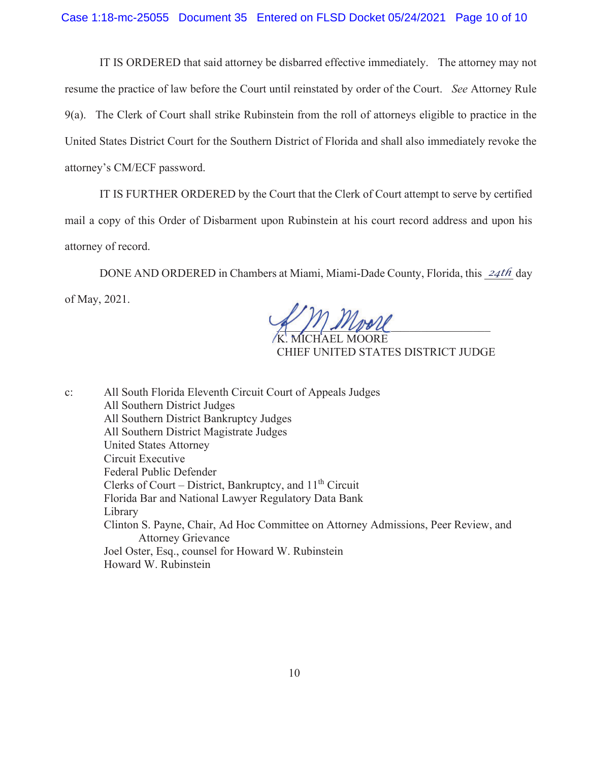IT IS ORDERED that said attorney be disbarred effective immediately. The attorney may not resume the practice of law before the Court until reinstated by order of the Court. *See* Attorney Rule 9(a). The Clerk of Court shall strike Rubinstein from the roll of attorneys eligible to practice in the United States District Court for the Southern District of Florida and shall also immediately revoke the attorney's CM/ECF password.

IT IS FURTHER ORDERED by the Court that the Clerk of Court attempt to serve by certified mail a copy of this Order of Disbarment upon Rubinstein at his court record address and upon his attorney of record.

DONE AND ORDERED in Chambers at Miami, Miami-Dade County, Florida, this 24th day of May, 2021.

K. MICHAEL MOORE
CHIEF UNITED STATES DISTRICT JUDGE

c: All South Florida Eleventh Circuit Court of Appeals Judges
All Southern District Judges
All Southern District Bankruptcy Judges
All Southern District Magistrate Judges
United States Attorney
Circuit Executive
Federal Public Defender
Clerks of Court – District, Bankruptcy, and 11th Circuit
Florida Bar and National Lawyer Regulatory Data Bank
Library
Clinton S. Payne, Chair, Ad Hoc Committee on Attorney Admissions, Peer Review, and Attorney Grievance
Joel Oster, Esq., counsel for Howard W. Rubinstein
Howard W. Rubinstein